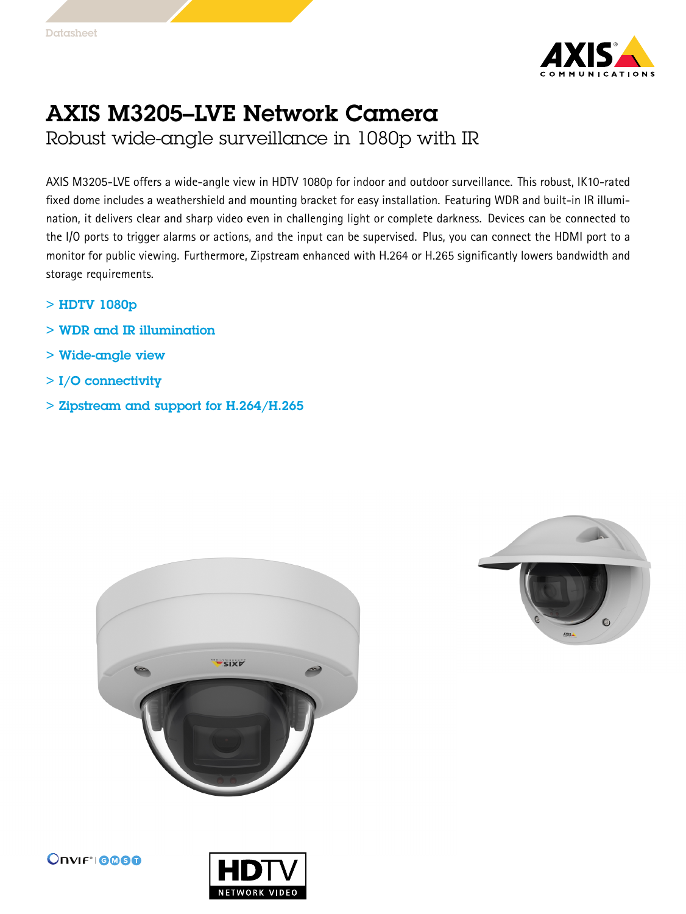Datasheet

# AXIS M3205–LVE Network Camera

## Robust wide-angle surveillance in 1080p with IR

AXIS M3205-LVE offers a wide-angle view in HDTV 1080p for indoor and outdoor surveillance. This robust, IK10-rated fixed dome includes a weathershield and mounting bracket for easy installation. Featuring WDR and built-in IR illumination, it delivers clear and sharp video even in challenging light or complete darkness. Devices can be connected to the I/O ports to trigger alarms or actions, and the input can be supervised. Plus, you can connect the HDMI port to a monitor for public viewing. Furthermore, Zipstream enhanced with H.264 or H.265 significantly lowers bandwidth and storage requirements.

> HDTV 1080p

> WDR and IR illumination

> Wide-angle view

> I/O connectivity

> Zipstream and support for H.264/H.265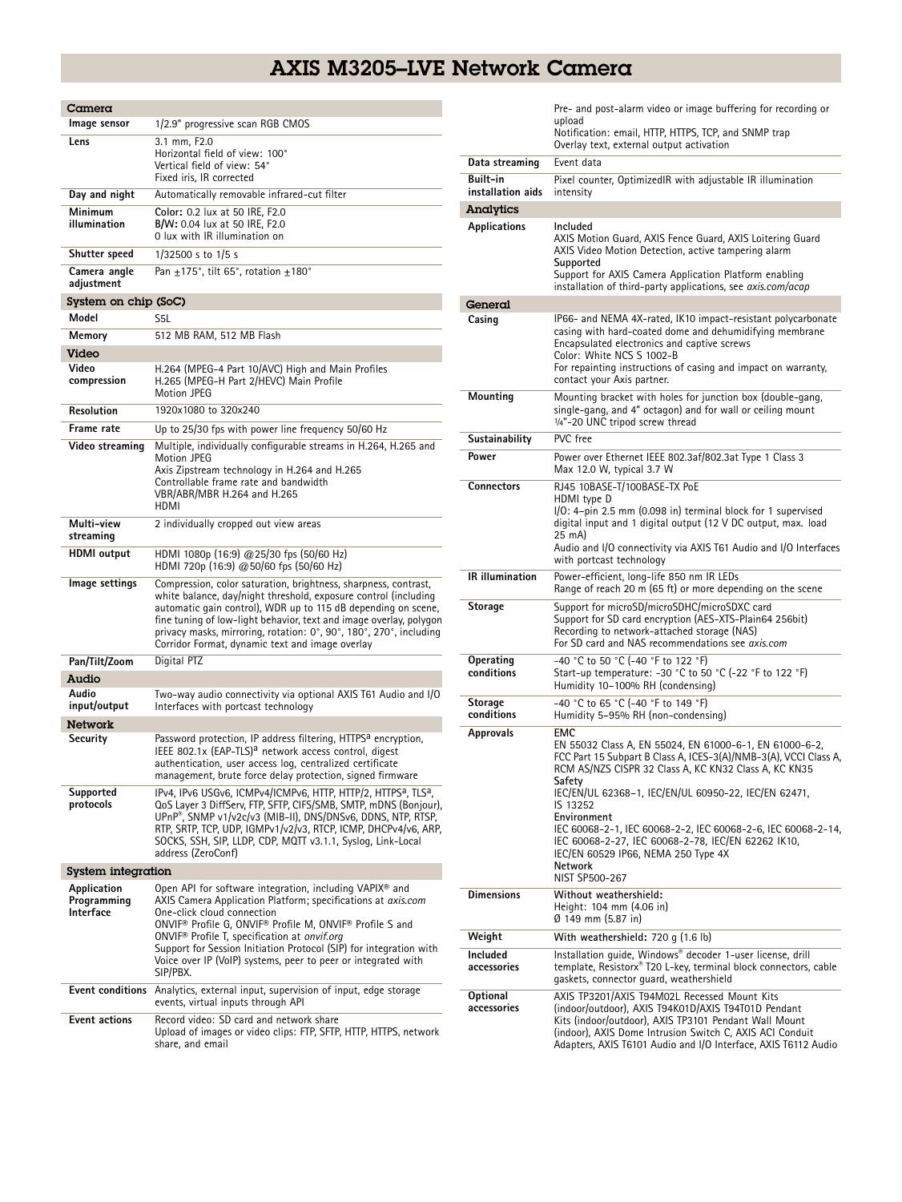# AXIS M3205–LVE Network Camera

## Camera

| | |
|---|---|
| **Image sensor** | 1/2.9" progressive scan RGB CMOS |
| **Lens** | 3.1 mm, F2.0<br>Horizontal field of view: 100°<br>Vertical field of view: 54°<br>Fixed iris, IR corrected |
| **Day and night** | Automatically removable infrared-cut filter |
| **Minimum illumination** | **Color:** 0.2 lux at 50 IRE, F2.0<br>**B/W:** 0.04 lux at 50 IRE, F2.0<br>0 lux with IR illumination on |
| **Shutter speed** | 1/32500 s to 1/5 s |
| **Camera angle adjustment** | Pan ±175°, tilt 65°, rotation ±180° |

## System on chip (SoC)

| | |
|---|---|
| **Model** | S5L |
| **Memory** | 512 MB RAM, 512 MB Flash |

## Video

| | |
|---|---|
| **Video compression** | H.264 (MPEG-4 Part 10/AVC) High and Main Profiles<br>H.265 (MPEG-H Part 2/HEVC) Main Profile<br>Motion JPEG |
| **Resolution** | 1920x1080 to 320x240 |
| **Frame rate** | Up to 25/30 fps with power line frequency 50/60 Hz |
| **Video streaming** | Multiple, individually configurable streams in H.264, H.265 and Motion JPEG<br>Axis Zipstream technology in H.264 and H.265<br>Controllable frame rate and bandwidth<br>VBR/ABR/MBR H.264 and H.265<br>HDMI |
| **Multi-view streaming** | 2 individually cropped out view areas |
| **HDMI output** | HDMI 1080p (16:9) @25/30 fps (50/60 Hz)<br>HDMI 720p (16:9) @50/60 fps (50/60 Hz) |
| **Image settings** | Compression, color saturation, brightness, sharpness, contrast, white balance, day/night threshold, exposure control (including automatic gain control), WDR up to 115 dB depending on scene, fine tuning of low-light behavior, text and image overlay, polygon privacy masks, mirroring, rotation: 0°, 90°, 180°, 270°, including Corridor Format, dynamic text and image overlay |
| **Pan/Tilt/Zoom** | Digital PTZ |

## Audio

| | |
|---|---|
| **Audio input/output** | Two-way audio connectivity via optional AXIS T61 Audio and I/O Interfaces with portcast technology |

## Network

| | |
|---|---|
| **Security** | Password protection, IP address filtering, HTTPS[a] encryption, IEEE 802.1x (EAP-TLS)[a] network access control, digest authentication, user access log, centralized certificate management, brute force delay protection, signed firmware |
| **Supported protocols** | IPv4, IPv6 USGv6, ICMPv4/ICMPv6, HTTP, HTTP/2, HTTPS[a], TLS[a], QoS Layer 3 DiffServ, FTP, SFTP, CIFS/SMB, SMTP, mDNS (Bonjour), UPnP®, SNMP v1/v2c/v3 (MIB-II), DNS/DNSv6, DDNS, NTP, RTSP, RTP, SRTP, TCP, UDP, IGMPv1/v2/v3, RTCP, ICMP, DHCPv4/v6, ARP, SOCKS, SSH, SIP, LLDP, CDP, MQTT v3.1.1, Syslog, Link-Local address (ZeroConf) |

## System integration

| | |
|---|---|
| **Application Programming Interface** | Open API for software integration, including VAPIX® and AXIS Camera Application Platform; specifications at *axis.com*<br>One-click cloud connection<br>ONVIF® Profile G, ONVIF® Profile M, ONVIF® Profile S and ONVIF® Profile T, specification at *onvif.org*<br>Support for Session Initiation Protocol (SIP) for integration with Voice over IP (VoIP) systems, peer to peer or integrated with SIP/PBX. |
| **Event conditions** | Analytics, external input, supervision of input, edge storage events, virtual inputs through API |
| **Event actions** | Record video: SD card and network share<br>Upload of images or video clips: FTP, SFTP, HTTP, HTTPS, network share, and email<br>Pre- and post-alarm video or image buffering for recording or upload<br>Notification: email, HTTP, HTTPS, TCP, and SNMP trap<br>Overlay text, external output activation |
| **Data streaming** | Event data |
| **Built-in installation aids** | Pixel counter, OptimizedIR with adjustable IR illumination intensity |

## Analytics

| | |
|---|---|
| **Applications** | **Included**<br>AXIS Motion Guard, AXIS Fence Guard, AXIS Loitering Guard<br>AXIS Video Motion Detection, active tampering alarm<br>**Supported**<br>Support for AXIS Camera Application Platform enabling installation of third-party applications, see *axis.com/acap* |

## General

| | |
|---|---|
| **Casing** | IP66- and NEMA 4X-rated, IK10 impact-resistant polycarbonate casing with hard-coated dome and dehumidifying membrane<br>Encapsulated electronics and captive screws<br>Color: White NCS S 1002-B<br>For repainting instructions of casing and impact on warranty, contact your Axis partner. |
| **Mounting** | Mounting bracket with holes for junction box (double-gang, single-gang, and 4" octagon) and for wall or ceiling mount<br>¼"-20 UNC tripod screw thread |
| **Sustainability** | PVC free |
| **Power** | Power over Ethernet IEEE 802.3af/802.3at Type 1 Class 3<br>Max 12.0 W, typical 3.7 W |
| **Connectors** | RJ45 10BASE-T/100BASE-TX PoE<br>HDMI type D<br>I/O: 4-pin 2.5 mm (0.098 in) terminal block for 1 supervised digital input and 1 digital output (12 V DC output, max. load 25 mA)<br>Audio and I/O connectivity via AXIS T61 Audio and I/O Interfaces with portcast technology |
| **IR illumination** | Power-efficient, long-life 850 nm IR LEDs<br>Range of reach 20 m (65 ft) or more depending on the scene |
| **Storage** | Support for microSD/microSDHC/microSDXC card<br>Support for SD card encryption (AES-XTS-Plain64 256bit)<br>Recording to network-attached storage (NAS)<br>For SD card and NAS recommendations see *axis.com* |
| **Operating conditions** | -40 °C to 50 °C (-40 °F to 122 °F)<br>Start-up temperature: -30 °C to 50 °C (-22 °F to 122 °F)<br>Humidity 10–100% RH (condensing) |
| **Storage conditions** | -40 °C to 65 °C (-40 °F to 149 °F)<br>Humidity 5–95% RH (non-condensing) |
| **Approvals** | **EMC**<br>EN 55032 Class A, EN 55024, EN 61000-6-1, EN 61000-6-2, FCC Part 15 Subpart B Class A, ICES-3(A)/NMB-3(A), VCCI Class A, RCM AS/NZS CISPR 32 Class A, KC KN32 Class A, KC KN35<br>**Safety**<br>IEC/EN/UL 62368-1, IEC/EN/UL 60950-22, IEC/EN 62471, IS 13252<br>**Environment**<br>IEC 60068-2-1, IEC 60068-2-2, IEC 60068-2-6, IEC 60068-2-14, IEC 60068-2-27, IEC 60068-2-78, IEC/EN 62262 IK10, IEC/EN 60529 IP66, NEMA 250 Type 4X<br>**Network**<br>NIST SP500-267 |
| **Dimensions** | **Without weathershield:**<br>Height: 104 mm (4.06 in)<br>Ø 149 mm (5.87 in) |
| **Weight** | **With weathershield:** 720 g (1.6 lb) |
| **Included accessories** | Installation guide, Windows® decoder 1-user license, drill template, Resistorx® T20 L-key, terminal block connectors, cable gaskets, connector guard, weathershield |
| **Optional accessories** | AXIS TP3201/AXIS T94M02L Recessed Mount Kits (indoor/outdoor), AXIS T94K01D/AXIS T94T01D Pendant Kits (indoor/outdoor), AXIS TP3101 Pendant Wall Mount (indoor), AXIS Dome Intrusion Switch C, AXIS ACI Conduit Adapters, AXIS T6101 Audio and I/O Interface, AXIS T6112 Audio |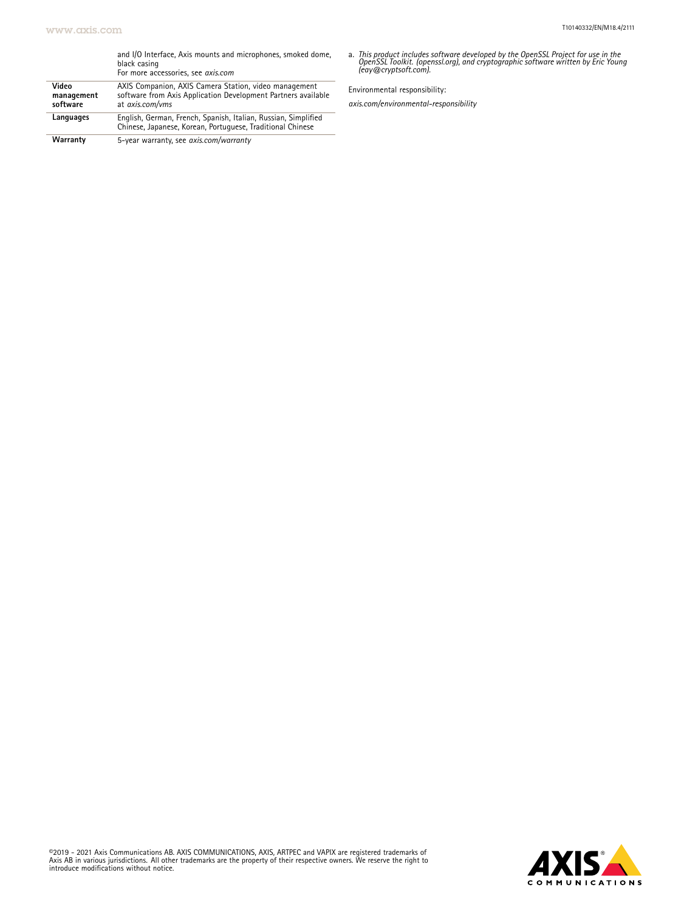| | |
|---|---|
| | and I/O Interface, Axis mounts and microphones, smoked dome, black casing<br>For more accessories, see *axis.com* |
| **Video management software** | AXIS Companion, AXIS Camera Station, video management software from Axis Application Development Partners available at *axis.com/vms* |
| **Languages** | English, German, French, Spanish, Italian, Russian, Simplified Chinese, Japanese, Korean, Portuguese, Traditional Chinese |
| **Warranty** | 5-year warranty, see *axis.com/warranty* |

a. *This product includes software developed by the OpenSSL Project for use in the OpenSSL Toolkit. (openssl.org), and cryptographic software written by Eric Young (eay@cryptsoft.com).*

Environmental responsibility:

*axis.com/environmental-responsibility*

©2019 - 2021 Axis Communications AB. AXIS COMMUNICATIONS, AXIS, ARTPEC and VAPIX are registered trademarks of Axis AB in various jurisdictions. All other trademarks are the property of their respective owners. We reserve the right to introduce modifications without notice.